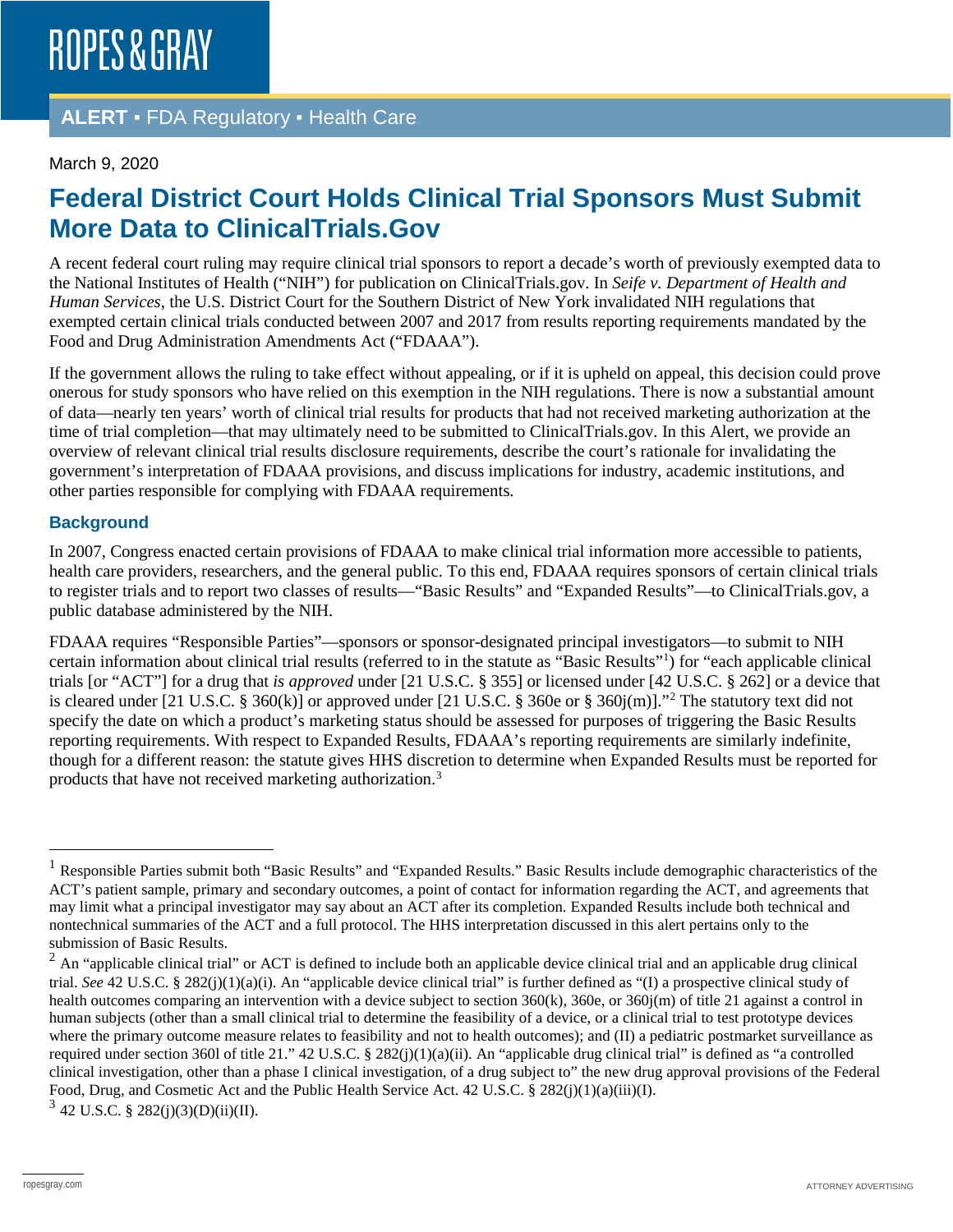ROPES & GRAY

**ALERT** ▪ FDA Regulatory ▪ Health Care

March 9, 2020

# Federal District Court Holds Clinical Trial Sponsors Must Submit More Data to ClinicalTrials.Gov

A recent federal court ruling may require clinical trial sponsors to report a decade's worth of previously exempted data to the National Institutes of Health ("NIH") for publication on ClinicalTrials.gov. In *Seife v. Department of Health and Human Services*, the U.S. District Court for the Southern District of New York invalidated NIH regulations that exempted certain clinical trials conducted between 2007 and 2017 from results reporting requirements mandated by the Food and Drug Administration Amendments Act ("FDAAA").

If the government allows the ruling to take effect without appealing, or if it is upheld on appeal, this decision could prove onerous for study sponsors who have relied on this exemption in the NIH regulations. There is now a substantial amount of data—nearly ten years' worth of clinical trial results for products that had not received marketing authorization at the time of trial completion—that may ultimately need to be submitted to ClinicalTrials.gov. In this Alert, we provide an overview of relevant clinical trial results disclosure requirements, describe the court's rationale for invalidating the government's interpretation of FDAAA provisions, and discuss implications for industry, academic institutions, and other parties responsible for complying with FDAAA requirements.

## Background

In 2007, Congress enacted certain provisions of FDAAA to make clinical trial information more accessible to patients, health care providers, researchers, and the general public. To this end, FDAAA requires sponsors of certain clinical trials to register trials and to report two classes of results—"Basic Results" and "Expanded Results"—to ClinicalTrials.gov, a public database administered by the NIH.

FDAAA requires "Responsible Parties"—sponsors or sponsor-designated principal investigators—to submit to NIH certain information about clinical trial results (referred to in the statute as "Basic Results"[1]) for "each applicable clinical trials [or "ACT"] for a drug that *is approved* under [21 U.S.C. § 355] or licensed under [42 U.S.C. § 262] or a device that is cleared under [21 U.S.C. § 360(k)] or approved under [21 U.S.C. § 360e or § 360j(m)]."[2] The statutory text did not specify the date on which a product's marketing status should be assessed for purposes of triggering the Basic Results reporting requirements. With respect to Expanded Results, FDAAA's reporting requirements are similarly indefinite, though for a different reason: the statute gives HHS discretion to determine when Expanded Results must be reported for products that have not received marketing authorization.[3]

---

[1] Responsible Parties submit both "Basic Results" and "Expanded Results." Basic Results include demographic characteristics of the ACT's patient sample, primary and secondary outcomes, a point of contact for information regarding the ACT, and agreements that may limit what a principal investigator may say about an ACT after its completion. Expanded Results include both technical and nontechnical summaries of the ACT and a full protocol. The HHS interpretation discussed in this alert pertains only to the submission of Basic Results.

[2] An "applicable clinical trial" or ACT is defined to include both an applicable device clinical trial and an applicable drug clinical trial. *See* 42 U.S.C. § 282(j)(1)(a)(i). An "applicable device clinical trial" is further defined as "(I) a prospective clinical study of health outcomes comparing an intervention with a device subject to section 360(k), 360e, or 360j(m) of title 21 against a control in human subjects (other than a small clinical trial to determine the feasibility of a device, or a clinical trial to test prototype devices where the primary outcome measure relates to feasibility and not to health outcomes); and (II) a pediatric postmarket surveillance as required under section 360l of title 21." 42 U.S.C. § 282(j)(1)(a)(ii). An "applicable drug clinical trial" is defined as "a controlled clinical investigation, other than a phase I clinical investigation, of a drug subject to" the new drug approval provisions of the Federal Food, Drug, and Cosmetic Act and the Public Health Service Act. 42 U.S.C. § 282(j)(1)(a)(iii)(I).

[3] 42 U.S.C. § 282(j)(3)(D)(ii)(II).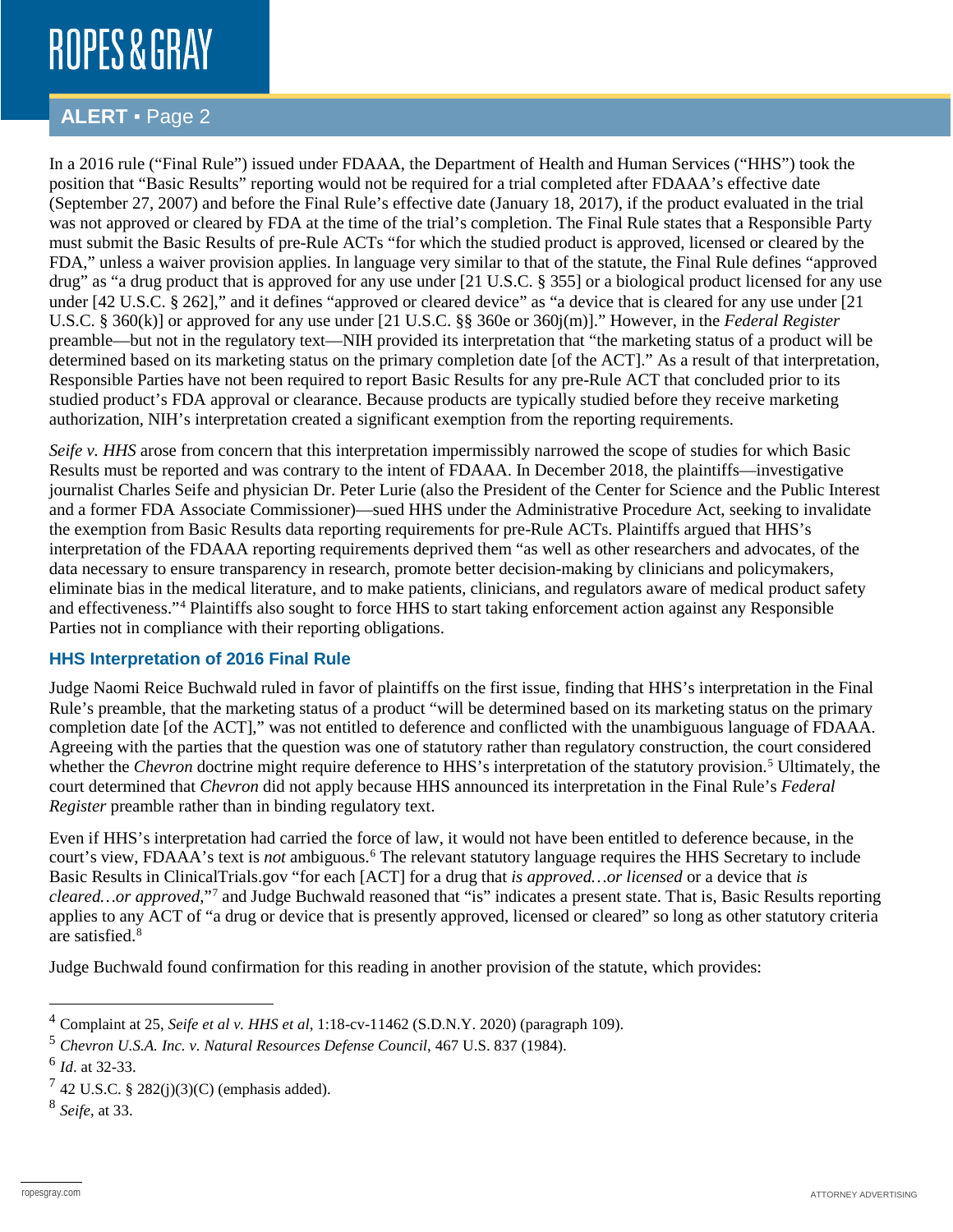In a 2016 rule ("Final Rule") issued under FDAAA, the Department of Health and Human Services ("HHS") took the position that "Basic Results" reporting would not be required for a trial completed after FDAAA's effective date (September 27, 2007) and before the Final Rule's effective date (January 18, 2017), if the product evaluated in the trial was not approved or cleared by FDA at the time of the trial's completion. The Final Rule states that a Responsible Party must submit the Basic Results of pre-Rule ACTs "for which the studied product is approved, licensed or cleared by the FDA," unless a waiver provision applies. In language very similar to that of the statute, the Final Rule defines "approved drug" as "a drug product that is approved for any use under [21 U.S.C. § 355] or a biological product licensed for any use under [42 U.S.C. § 262]," and it defines "approved or cleared device" as "a device that is cleared for any use under [21 U.S.C. § 360(k)] or approved for any use under [21 U.S.C. §§ 360e or 360j(m)]." However, in the *Federal Register* preamble—but not in the regulatory text—NIH provided its interpretation that "the marketing status of a product will be determined based on its marketing status on the primary completion date [of the ACT]." As a result of that interpretation, Responsible Parties have not been required to report Basic Results for any pre-Rule ACT that concluded prior to its studied product's FDA approval or clearance. Because products are typically studied before they receive marketing authorization, NIH's interpretation created a significant exemption from the reporting requirements.

*Seife v. HHS* arose from concern that this interpretation impermissibly narrowed the scope of studies for which Basic Results must be reported and was contrary to the intent of FDAAA. In December 2018, the plaintiffs—investigative journalist Charles Seife and physician Dr. Peter Lurie (also the President of the Center for Science and the Public Interest and a former FDA Associate Commissioner)—sued HHS under the Administrative Procedure Act, seeking to invalidate the exemption from Basic Results data reporting requirements for pre-Rule ACTs. Plaintiffs argued that HHS's interpretation of the FDAAA reporting requirements deprived them "as well as other researchers and advocates, of the data necessary to ensure transparency in research, promote better decision-making by clinicians and policymakers, eliminate bias in the medical literature, and to make patients, clinicians, and regulators aware of medical product safety and effectiveness."[4] Plaintiffs also sought to force HHS to start taking enforcement action against any Responsible Parties not in compliance with their reporting obligations.

## HHS Interpretation of 2016 Final Rule

Judge Naomi Reice Buchwald ruled in favor of plaintiffs on the first issue, finding that HHS's interpretation in the Final Rule's preamble, that the marketing status of a product "will be determined based on its marketing status on the primary completion date [of the ACT]," was not entitled to deference and conflicted with the unambiguous language of FDAAA. Agreeing with the parties that the question was one of statutory rather than regulatory construction, the court considered whether the *Chevron* doctrine might require deference to HHS's interpretation of the statutory provision.[5] Ultimately, the court determined that *Chevron* did not apply because HHS announced its interpretation in the Final Rule's *Federal Register* preamble rather than in binding regulatory text.

Even if HHS's interpretation had carried the force of law, it would not have been entitled to deference because, in the court's view, FDAAA's text is *not* ambiguous.[6] The relevant statutory language requires the HHS Secretary to include Basic Results in ClinicalTrials.gov "for each [ACT] for a drug that *is approved…or licensed* or a device that *is cleared…or approved*,"[7] and Judge Buchwald reasoned that "is" indicates a present state. That is, Basic Results reporting applies to any ACT of "a drug or device that is presently approved, licensed or cleared" so long as other statutory criteria are satisfied.[8]

Judge Buchwald found confirmation for this reading in another provision of the statute, which provides:

---

[4] Complaint at 25, *Seife et al v. HHS et al*, 1:18-cv-11462 (S.D.N.Y. 2020) (paragraph 109).

[5] *Chevron U.S.A. Inc. v. Natural Resources Defense Council*, 467 U.S. 837 (1984).

[6] *Id*. at 32-33.

[7] 42 U.S.C. § 282(j)(3)(C) (emphasis added).

[8] *Seife*, at 33.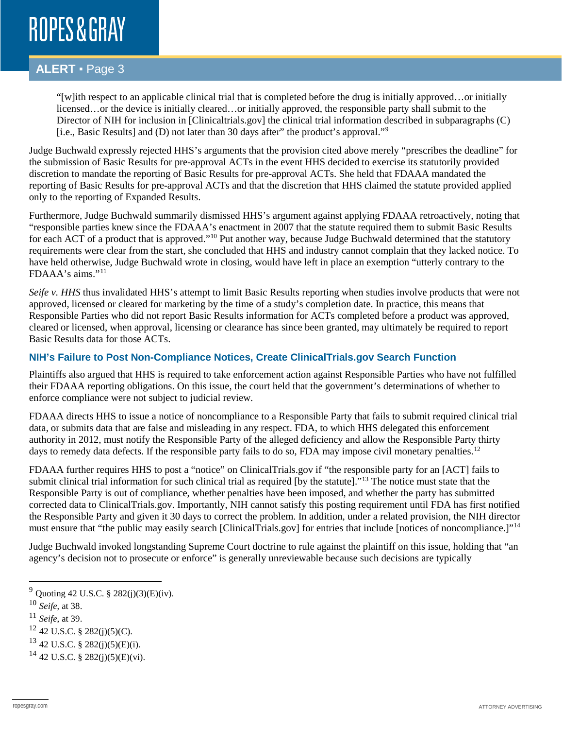> "[w]ith respect to an applicable clinical trial that is completed before the drug is initially approved…or initially licensed…or the device is initially cleared…or initially approved, the responsible party shall submit to the Director of NIH for inclusion in [Clinicaltrials.gov] the clinical trial information described in subparagraphs (C) [i.e., Basic Results] and (D) not later than 30 days after" the product's approval."[9]

Judge Buchwald expressly rejected HHS's arguments that the provision cited above merely "prescribes the deadline" for the submission of Basic Results for pre-approval ACTs in the event HHS decided to exercise its statutorily provided discretion to mandate the reporting of Basic Results for pre-approval ACTs. She held that FDAAA mandated the reporting of Basic Results for pre-approval ACTs and that the discretion that HHS claimed the statute provided applied only to the reporting of Expanded Results.

Furthermore, Judge Buchwald summarily dismissed HHS's argument against applying FDAAA retroactively, noting that "responsible parties knew since the FDAAA's enactment in 2007 that the statute required them to submit Basic Results for each ACT of a product that is approved."[10] Put another way, because Judge Buchwald determined that the statutory requirements were clear from the start, she concluded that HHS and industry cannot complain that they lacked notice. To have held otherwise, Judge Buchwald wrote in closing, would have left in place an exemption "utterly contrary to the FDAAA's aims."[11]

*Seife v. HHS* thus invalidated HHS's attempt to limit Basic Results reporting when studies involve products that were not approved, licensed or cleared for marketing by the time of a study's completion date. In practice, this means that Responsible Parties who did not report Basic Results information for ACTs completed before a product was approved, cleared or licensed, when approval, licensing or clearance has since been granted, may ultimately be required to report Basic Results data for those ACTs.

### NIH's Failure to Post Non-Compliance Notices, Create ClinicalTrials.gov Search Function

Plaintiffs also argued that HHS is required to take enforcement action against Responsible Parties who have not fulfilled their FDAAA reporting obligations. On this issue, the court held that the government's determinations of whether to enforce compliance were not subject to judicial review.

FDAAA directs HHS to issue a notice of noncompliance to a Responsible Party that fails to submit required clinical trial data, or submits data that are false and misleading in any respect. FDA, to which HHS delegated this enforcement authority in 2012, must notify the Responsible Party of the alleged deficiency and allow the Responsible Party thirty days to remedy data defects. If the responsible party fails to do so, FDA may impose civil monetary penalties.[12]

FDAAA further requires HHS to post a "notice" on ClinicalTrials.gov if "the responsible party for an [ACT] fails to submit clinical trial information for such clinical trial as required [by the statute]."[13] The notice must state that the Responsible Party is out of compliance, whether penalties have been imposed, and whether the party has submitted corrected data to ClinicalTrials.gov. Importantly, NIH cannot satisfy this posting requirement until FDA has first notified the Responsible Party and given it 30 days to correct the problem. In addition, under a related provision, the NIH director must ensure that "the public may easily search [ClinicalTrials.gov] for entries that include [notices of noncompliance.]"[14]

Judge Buchwald invoked longstanding Supreme Court doctrine to rule against the plaintiff on this issue, holding that "an agency's decision not to prosecute or enforce" is generally unreviewable because such decisions are typically

---

[9] Quoting 42 U.S.C. § 282(j)(3)(E)(iv).

[10] *Seife*, at 38.

[11] *Seife*, at 39.

[12] 42 U.S.C. § 282(j)(5)(C).

[13] 42 U.S.C. § 282(j)(5)(E)(i).

[14] 42 U.S.C. § 282(j)(5)(E)(vi).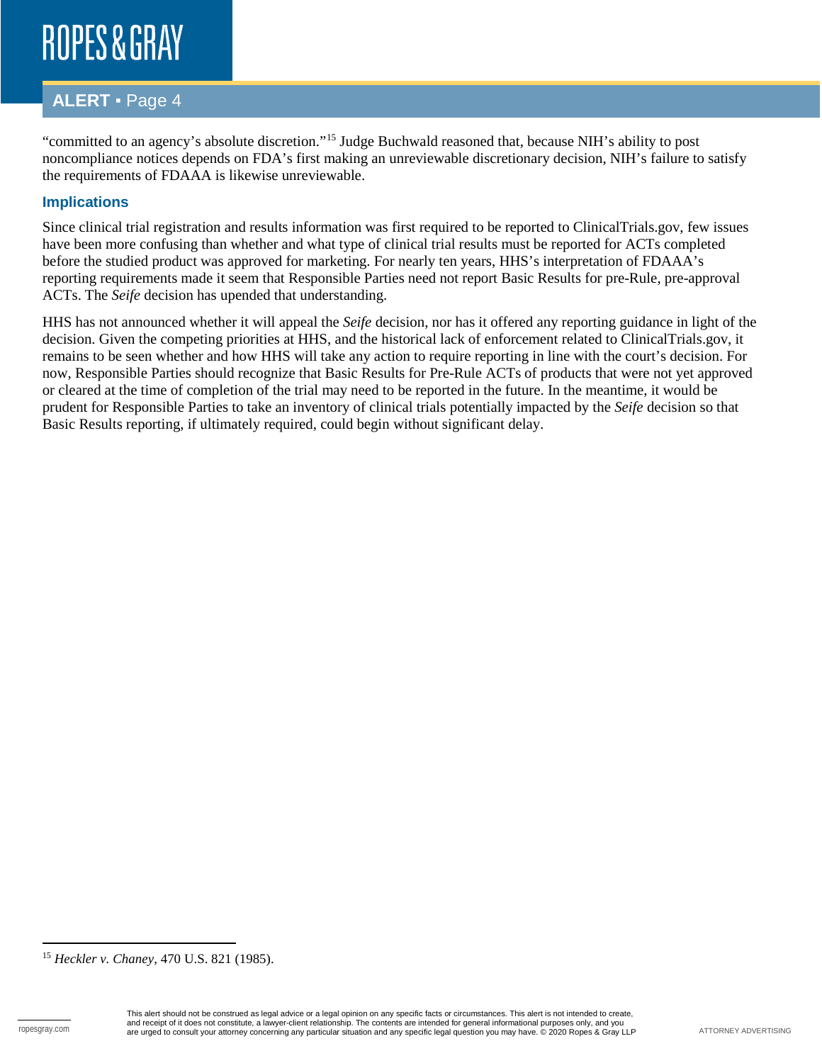"committed to an agency's absolute discretion."[15] Judge Buchwald reasoned that, because NIH's ability to post noncompliance notices depends on FDA's first making an unreviewable discretionary decision, NIH's failure to satisfy the requirements of FDAAA is likewise unreviewable.

## Implications

Since clinical trial registration and results information was first required to be reported to ClinicalTrials.gov, few issues have been more confusing than whether and what type of clinical trial results must be reported for ACTs completed before the studied product was approved for marketing. For nearly ten years, HHS's interpretation of FDAAA's reporting requirements made it seem that Responsible Parties need not report Basic Results for pre-Rule, pre-approval ACTs. The *Seife* decision has upended that understanding.

HHS has not announced whether it will appeal the *Seife* decision, nor has it offered any reporting guidance in light of the decision. Given the competing priorities at HHS, and the historical lack of enforcement related to ClinicalTrials.gov, it remains to be seen whether and how HHS will take any action to require reporting in line with the court's decision. For now, Responsible Parties should recognize that Basic Results for Pre-Rule ACTs of products that were not yet approved or cleared at the time of completion of the trial may need to be reported in the future. In the meantime, it would be prudent for Responsible Parties to take an inventory of clinical trials potentially impacted by the *Seife* decision so that Basic Results reporting, if ultimately required, could begin without significant delay.

---

[15] *Heckler v. Chaney*, 470 U.S. 821 (1985).

This alert should not be construed as legal advice or a legal opinion on any specific facts or circumstances. This alert is not intended to create, and receipt of it does not constitute, a lawyer-client relationship. The contents are intended for general informational purposes only, and you are urged to consult your attorney concerning any particular situation and any specific legal question you may have. © 2020 Ropes & Gray LLP

ATTORNEY ADVERTISING